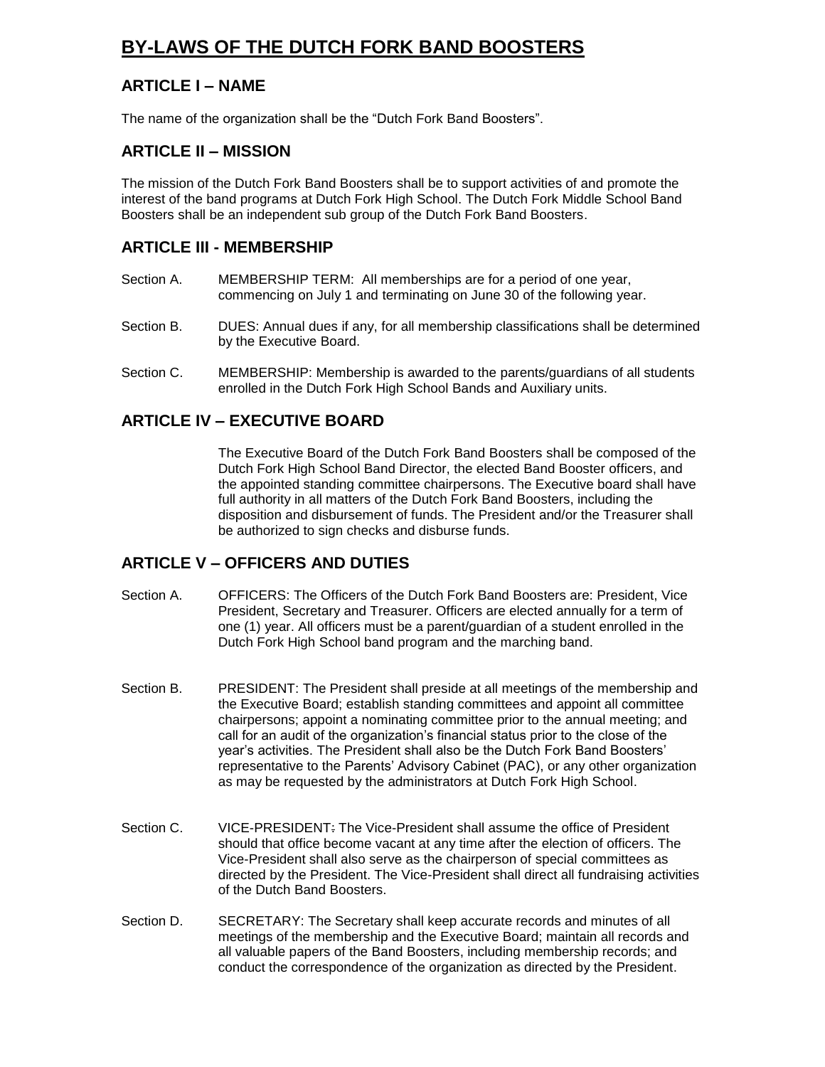# BY-LAWS OF THE DUTCH FORK BAND BOOSTERS

## ARTICLE I – NAME

The name of the organization shall be the "Dutch Fork Band Boosters".

## ARTICLE II – MISSION

The mission of the Dutch Fork Band Boosters shall be to support activities of and promote the interest of the band programs at Dutch Fork High School. The Dutch Fork Middle School Band Boosters shall be an independent sub group of the Dutch Fork Band Boosters.

## ARTICLE III - MEMBERSHIP

Section A. MEMBERSHIP TERM: All memberships are for a period of one year, commencing on July 1 and terminating on June 30 of the following year.

Section B. DUES: Annual dues if any, for all membership classifications shall be determined by the Executive Board.

Section C. MEMBERSHIP: Membership is awarded to the parents/guardians of all students enrolled in the Dutch Fork High School Bands and Auxiliary units.

## ARTICLE IV – EXECUTIVE BOARD

The Executive Board of the Dutch Fork Band Boosters shall be composed of the Dutch Fork High School Band Director, the elected Band Booster officers, and the appointed standing committee chairpersons. The Executive board shall have full authority in all matters of the Dutch Fork Band Boosters, including the disposition and disbursement of funds. The President and/or the Treasurer shall be authorized to sign checks and disburse funds.

## ARTICLE V – OFFICERS AND DUTIES

Section A. OFFICERS: The Officers of the Dutch Fork Band Boosters are: President, Vice President, Secretary and Treasurer. Officers are elected annually for a term of one (1) year. All officers must be a parent/guardian of a student enrolled in the Dutch Fork High School band program and the marching band.

Section B. PRESIDENT: The President shall preside at all meetings of the membership and the Executive Board; establish standing committees and appoint all committee chairpersons; appoint a nominating committee prior to the annual meeting; and call for an audit of the organization's financial status prior to the close of the year's activities. The President shall also be the Dutch Fork Band Boosters' representative to the Parents' Advisory Cabinet (PAC), or any other organization as may be requested by the administrators at Dutch Fork High School.

Section C. VICE-PRESIDENT: The Vice-President shall assume the office of President should that office become vacant at any time after the election of officers. The Vice-President shall also serve as the chairperson of special committees as directed by the President. The Vice-President shall direct all fundraising activities of the Dutch Band Boosters.

Section D. SECRETARY: The Secretary shall keep accurate records and minutes of all meetings of the membership and the Executive Board; maintain all records and all valuable papers of the Band Boosters, including membership records; and conduct the correspondence of the organization as directed by the President.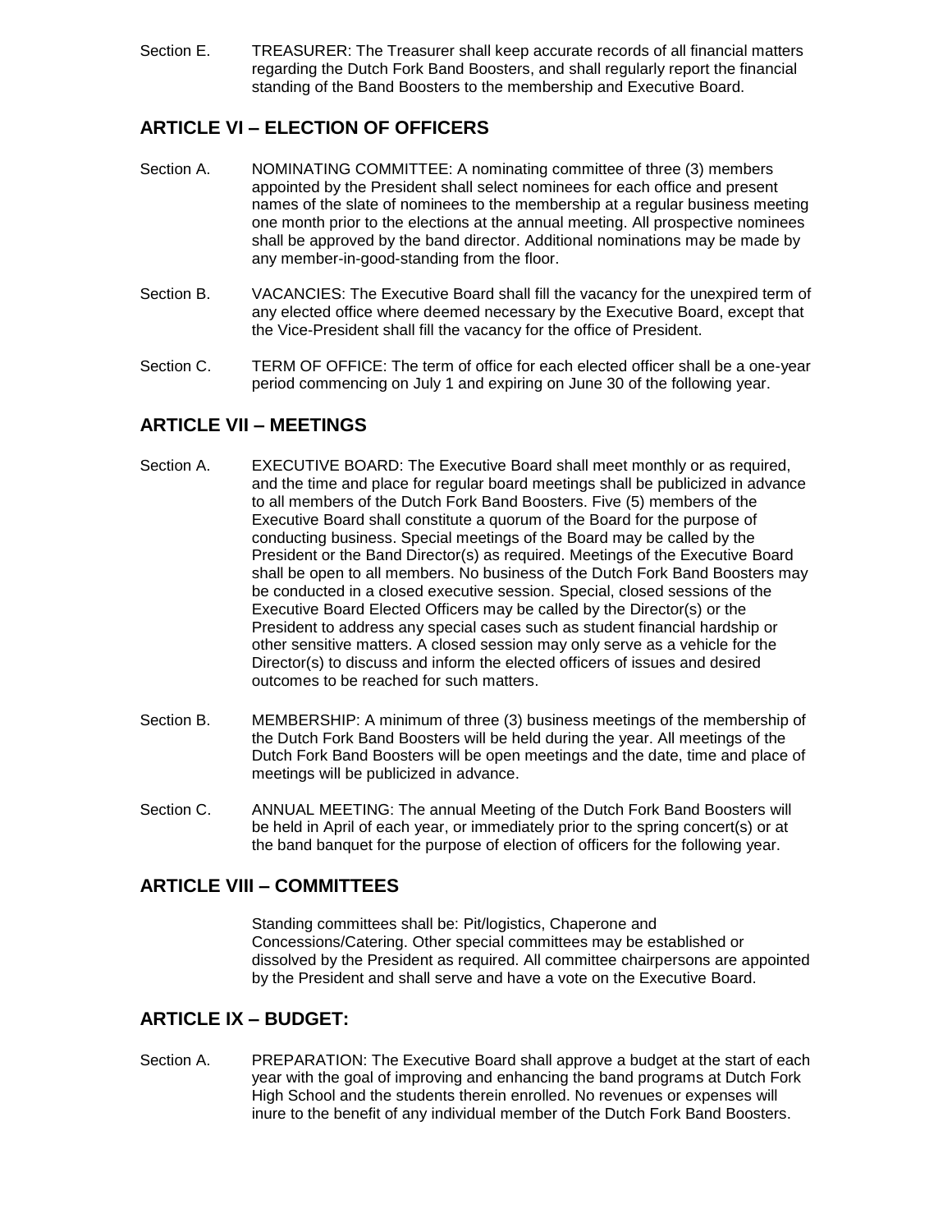Section E. TREASURER: The Treasurer shall keep accurate records of all financial matters regarding the Dutch Fork Band Boosters, and shall regularly report the financial standing of the Band Boosters to the membership and Executive Board.

## ARTICLE VI – ELECTION OF OFFICERS

Section A. NOMINATING COMMITTEE: A nominating committee of three (3) members appointed by the President shall select nominees for each office and present names of the slate of nominees to the membership at a regular business meeting one month prior to the elections at the annual meeting. All prospective nominees shall be approved by the band director. Additional nominations may be made by any member-in-good-standing from the floor.

Section B. VACANCIES: The Executive Board shall fill the vacancy for the unexpired term of any elected office where deemed necessary by the Executive Board, except that the Vice-President shall fill the vacancy for the office of President.

Section C. TERM OF OFFICE: The term of office for each elected officer shall be a one-year period commencing on July 1 and expiring on June 30 of the following year.

## ARTICLE VII – MEETINGS

Section A. EXECUTIVE BOARD: The Executive Board shall meet monthly or as required, and the time and place for regular board meetings shall be publicized in advance to all members of the Dutch Fork Band Boosters. Five (5) members of the Executive Board shall constitute a quorum of the Board for the purpose of conducting business. Special meetings of the Board may be called by the President or the Band Director(s) as required. Meetings of the Executive Board shall be open to all members. No business of the Dutch Fork Band Boosters may be conducted in a closed executive session. Special, closed sessions of the Executive Board Elected Officers may be called by the Director(s) or the President to address any special cases such as student financial hardship or other sensitive matters. A closed session may only serve as a vehicle for the Director(s) to discuss and inform the elected officers of issues and desired outcomes to be reached for such matters.

Section B. MEMBERSHIP: A minimum of three (3) business meetings of the membership of the Dutch Fork Band Boosters will be held during the year. All meetings of the Dutch Fork Band Boosters will be open meetings and the date, time and place of meetings will be publicized in advance.

Section C. ANNUAL MEETING: The annual Meeting of the Dutch Fork Band Boosters will be held in April of each year, or immediately prior to the spring concert(s) or at the band banquet for the purpose of election of officers for the following year.

## ARTICLE VIII – COMMITTEES

Standing committees shall be: Pit/logistics, Chaperone and Concessions/Catering. Other special committees may be established or dissolved by the President as required. All committee chairpersons are appointed by the President and shall serve and have a vote on the Executive Board.

## ARTICLE IX – BUDGET:

Section A. PREPARATION: The Executive Board shall approve a budget at the start of each year with the goal of improving and enhancing the band programs at Dutch Fork High School and the students therein enrolled. No revenues or expenses will inure to the benefit of any individual member of the Dutch Fork Band Boosters.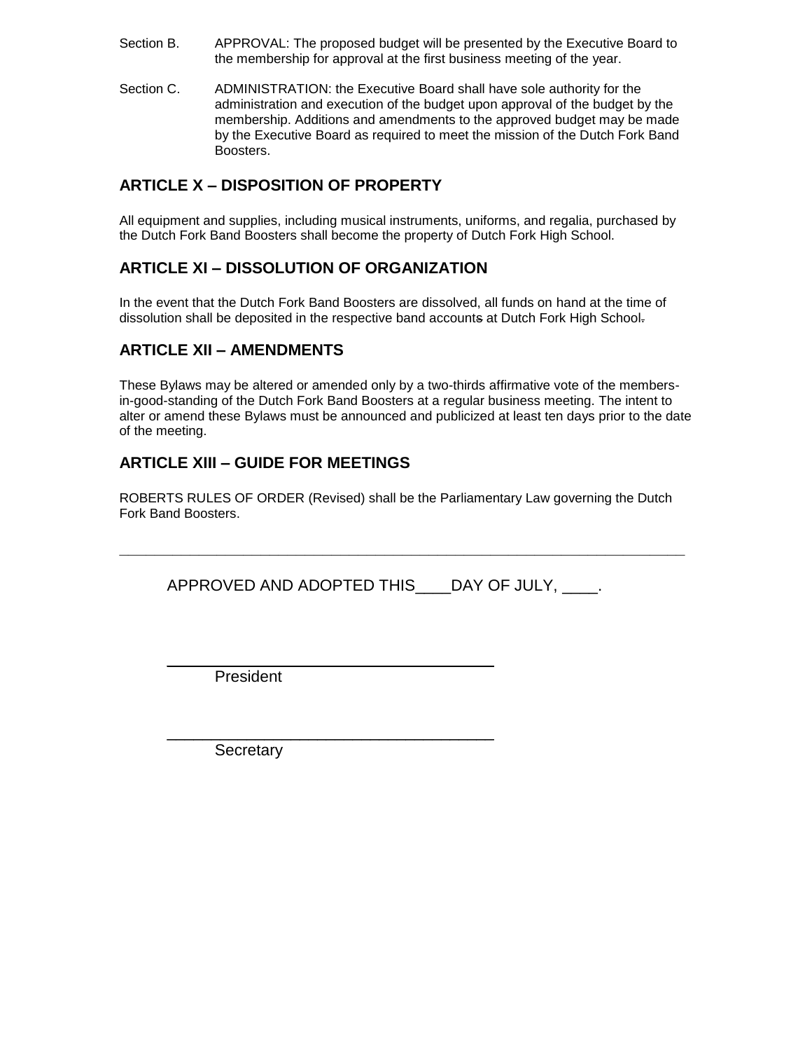Section B. APPROVAL: The proposed budget will be presented by the Executive Board to the membership for approval at the first business meeting of the year.

Section C. ADMINISTRATION: the Executive Board shall have sole authority for the administration and execution of the budget upon approval of the budget by the membership. Additions and amendments to the approved budget may be made by the Executive Board as required to meet the mission of the Dutch Fork Band Boosters.

## ARTICLE X – DISPOSITION OF PROPERTY

All equipment and supplies, including musical instruments, uniforms, and regalia, purchased by the Dutch Fork Band Boosters shall become the property of Dutch Fork High School.

## ARTICLE XI – DISSOLUTION OF ORGANIZATION

In the event that the Dutch Fork Band Boosters are dissolved, all funds on hand at the time of dissolution shall be deposited in the respective band accounts at Dutch Fork High School.

## ARTICLE XII – AMENDMENTS

These Bylaws may be altered or amended only by a two-thirds affirmative vote of the members-in-good-standing of the Dutch Fork Band Boosters at a regular business meeting. The intent to alter or amend these Bylaws must be announced and publicized at least ten days prior to the date of the meeting.

## ARTICLE XIII – GUIDE FOR MEETINGS

ROBERTS RULES OF ORDER (Revised) shall be the Parliamentary Law governing the Dutch Fork Band Boosters.

---

APPROVED AND ADOPTED THIS____DAY OF JULY, ____.

___________________________________
President

___________________________________
Secretary